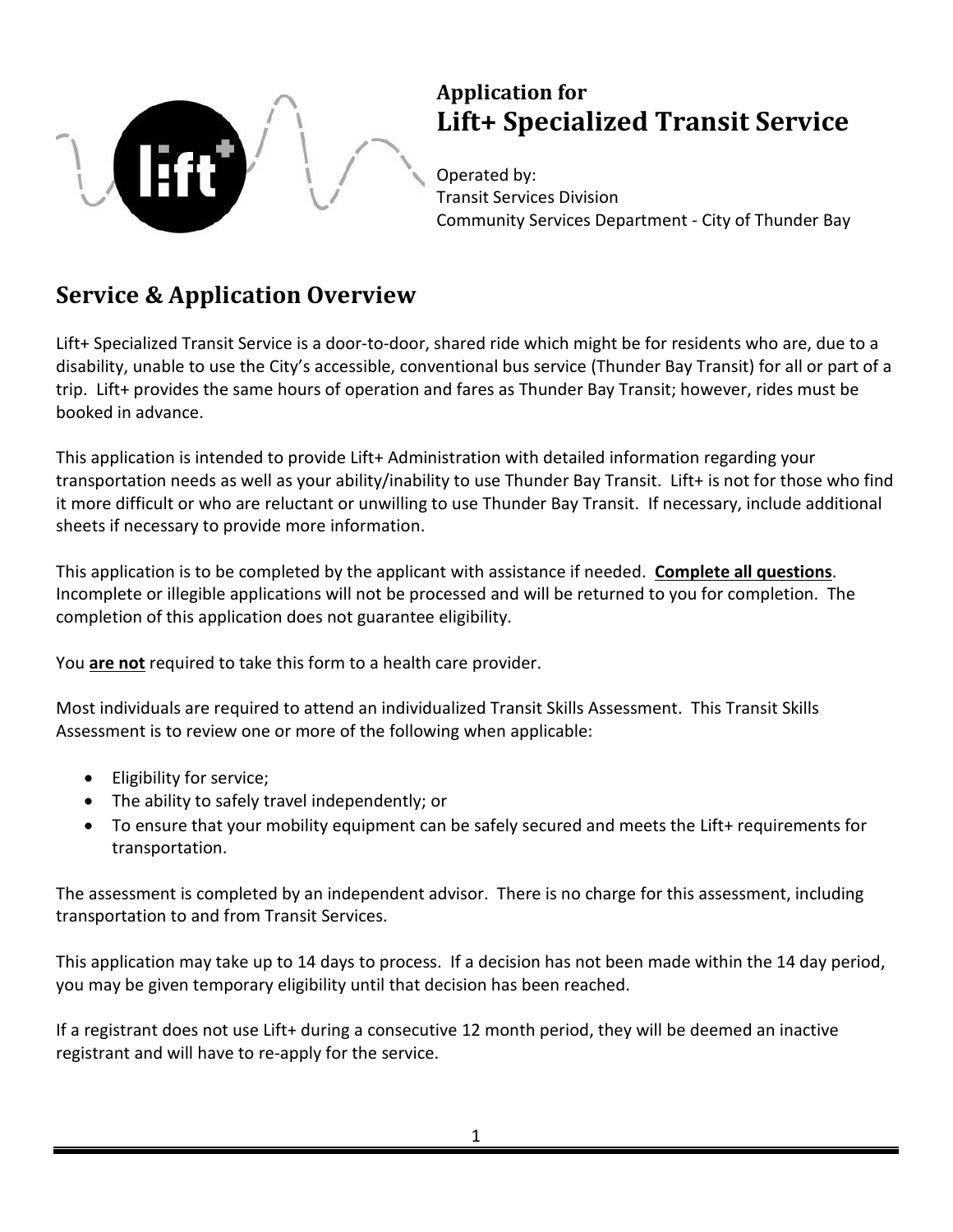# Application for
# Lift+ Specialized Transit Service

Operated by:
Transit Services Division
Community Services Department - City of Thunder Bay

## Service & Application Overview

Lift+ Specialized Transit Service is a door-to-door, shared ride which might be for residents who are, due to a disability, unable to use the City's accessible, conventional bus service (Thunder Bay Transit) for all or part of a trip. Lift+ provides the same hours of operation and fares as Thunder Bay Transit; however, rides must be booked in advance.

This application is intended to provide Lift+ Administration with detailed information regarding your transportation needs as well as your ability/inability to use Thunder Bay Transit. Lift+ is not for those who find it more difficult or who are reluctant or unwilling to use Thunder Bay Transit. If necessary, include additional sheets if necessary to provide more information.

This application is to be completed by the applicant with assistance if needed. **Complete all questions**. Incomplete or illegible applications will not be processed and will be returned to you for completion. The completion of this application does not guarantee eligibility.

You **are not** required to take this form to a health care provider.

Most individuals are required to attend an individualized Transit Skills Assessment. This Transit Skills Assessment is to review one or more of the following when applicable:

- Eligibility for service;
- The ability to safely travel independently; or
- To ensure that your mobility equipment can be safely secured and meets the Lift+ requirements for transportation.

The assessment is completed by an independent advisor. There is no charge for this assessment, including transportation to and from Transit Services.

This application may take up to 14 days to process. If a decision has not been made within the 14 day period, you may be given temporary eligibility until that decision has been reached.

If a registrant does not use Lift+ during a consecutive 12 month period, they will be deemed an inactive registrant and will have to re-apply for the service.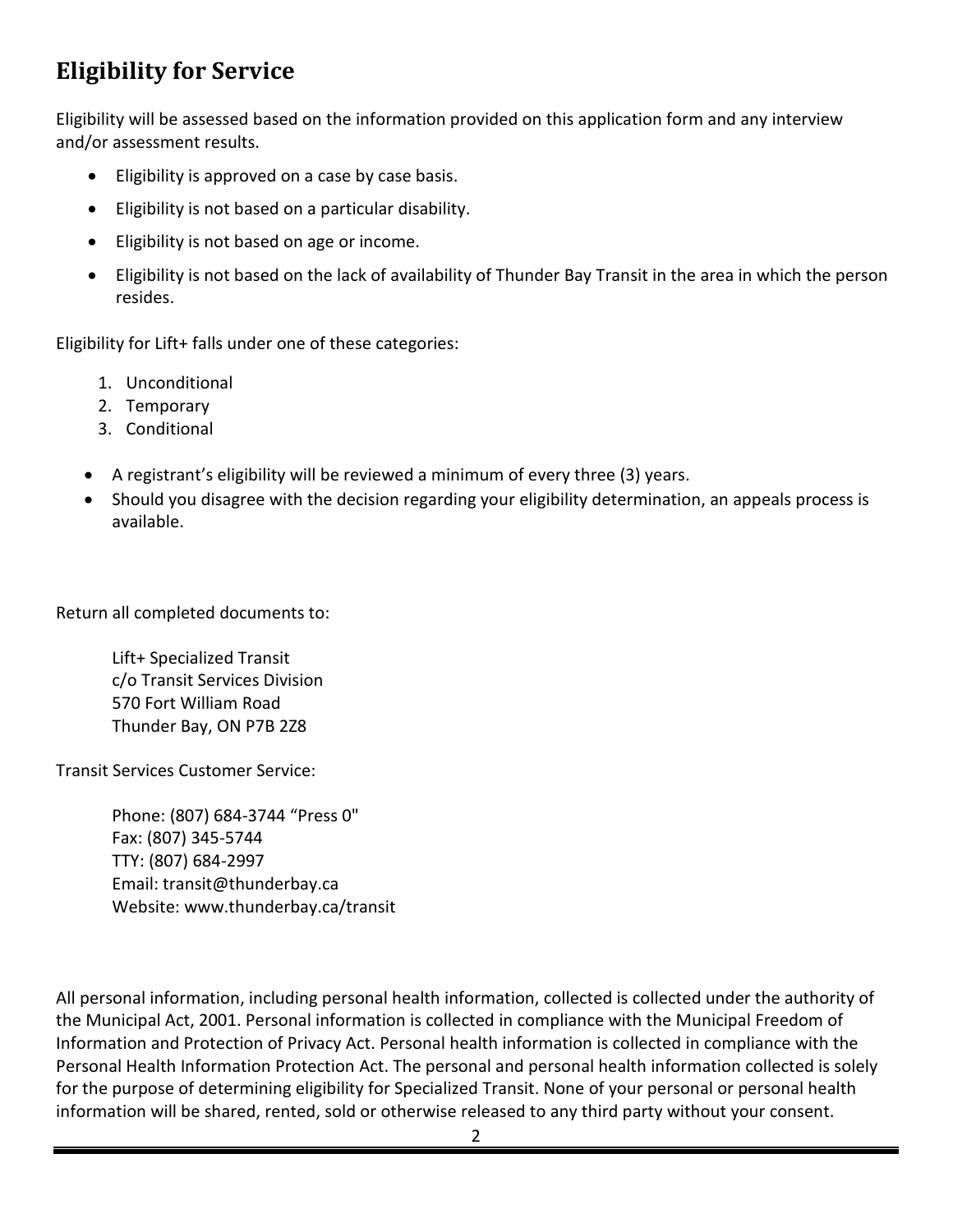## Eligibility for Service

Eligibility will be assessed based on the information provided on this application form and any interview and/or assessment results.

- Eligibility is approved on a case by case basis.
- Eligibility is not based on a particular disability.
- Eligibility is not based on age or income.
- Eligibility is not based on the lack of availability of Thunder Bay Transit in the area in which the person resides.

Eligibility for Lift+ falls under one of these categories:

1. Unconditional
2. Temporary
3. Conditional

- A registrant's eligibility will be reviewed a minimum of every three (3) years.
- Should you disagree with the decision regarding your eligibility determination, an appeals process is available.

Return all completed documents to:

Lift+ Specialized Transit
c/o Transit Services Division
570 Fort William Road
Thunder Bay, ON P7B 2Z8

Transit Services Customer Service:

Phone: (807) 684-3744 "Press 0"
Fax: (807) 345-5744
TTY: (807) 684-2997
Email: transit@thunderbay.ca
Website: www.thunderbay.ca/transit

All personal information, including personal health information, collected is collected under the authority of the Municipal Act, 2001. Personal information is collected in compliance with the Municipal Freedom of Information and Protection of Privacy Act. Personal health information is collected in compliance with the Personal Health Information Protection Act. The personal and personal health information collected is solely for the purpose of determining eligibility for Specialized Transit. None of your personal or personal health information will be shared, rented, sold or otherwise released to any third party without your consent.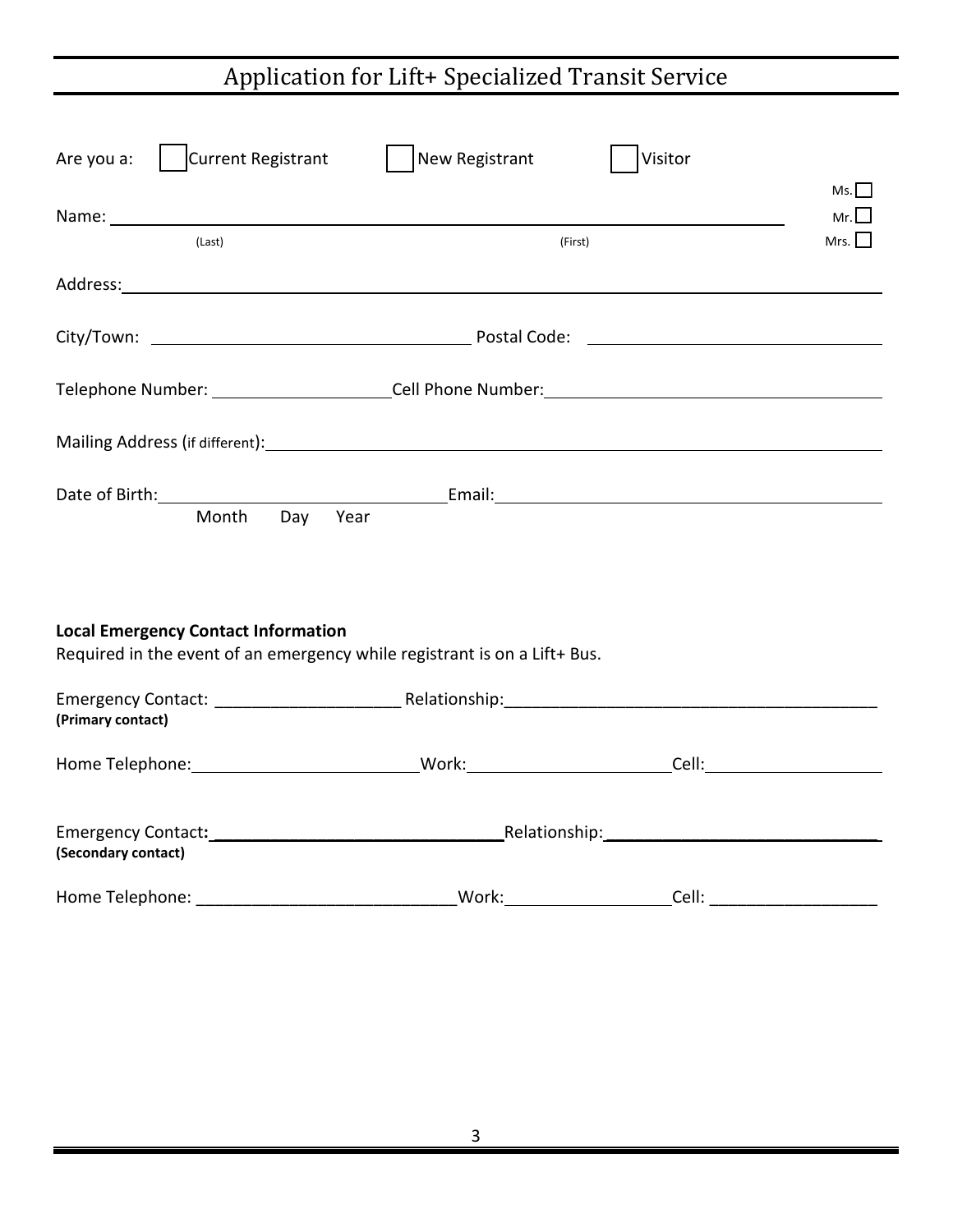# Application for Lift+ Specialized Transit Service

Are you a: ☐ Current Registrant ☐ New Registrant ☐ Visitor

Name: ______________________________________________ Ms. ☐ Mr. ☐ Mrs. ☐

(Last) (First)

Address: ______________________________________________

City/Town: ______________________ Postal Code: ______________________

Telephone Number: ______________________ Cell Phone Number: ______________________

Mailing Address (if different): ______________________________________________

Date of Birth: ______________________ Email: ______________________

Month Day Year

**Local Emergency Contact Information**

Required in the event of an emergency while registrant is on a Lift+ Bus.

Emergency Contact: ____________________ Relationship: ________________________________________
**(Primary contact)**

Home Telephone: ______________________ Work: ______________________ Cell: ______________________

Emergency Contact: ______________________________ Relationship: ______________________________
**(Secondary contact)**

Home Telephone: ____________________________ Work: ______________________ Cell: __________________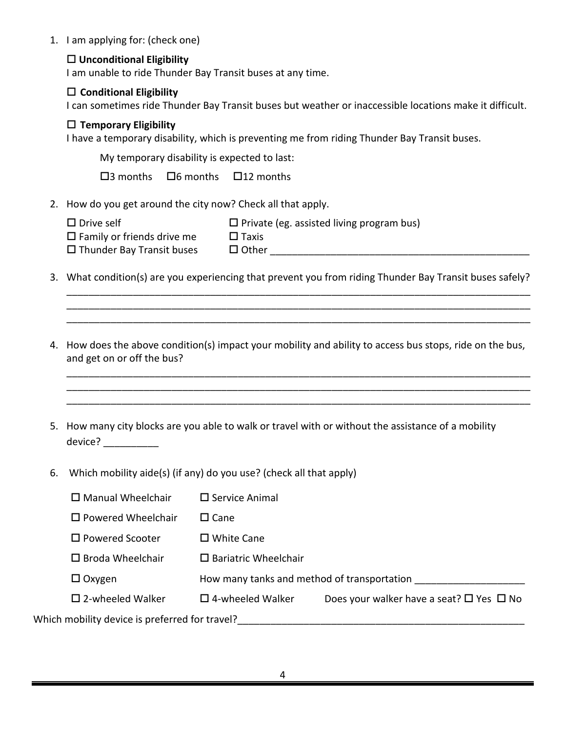1. I am applying for: (check one)

   ☐ **Unconditional Eligibility**
   I am unable to ride Thunder Bay Transit buses at any time.

   ☐ **Conditional Eligibility**
   I can sometimes ride Thunder Bay Transit buses but weather or inaccessible locations make it difficult.

   ☐ **Temporary Eligibility**
   I have a temporary disability, which is preventing me from riding Thunder Bay Transit buses.

   My temporary disability is expected to last:

   ☐3 months ☐6 months ☐12 months

2. How do you get around the city now? Check all that apply.

   ☐ Drive self ☐ Private (eg. assisted living program bus)
   ☐ Family or friends drive me ☐ Taxis
   ☐ Thunder Bay Transit buses ☐ Other ________________________________________________

3. What condition(s) are you experiencing that prevent you from riding Thunder Bay Transit buses safely?
   ________________________________________________________________________________
   ________________________________________________________________________________
   ________________________________________________________________________________

4. How does the above condition(s) impact your mobility and ability to access bus stops, ride on the bus, and get on or off the bus?
   ________________________________________________________________________________
   ________________________________________________________________________________
   ________________________________________________________________________________

5. How many city blocks are you able to walk or travel with or without the assistance of a mobility device? __________

6. Which mobility aide(s) (if any) do you use? (check all that apply)

   ☐ Manual Wheelchair ☐ Service Animal

   ☐ Powered Wheelchair ☐ Cane

   ☐ Powered Scooter ☐ White Cane

   ☐ Broda Wheelchair ☐ Bariatric Wheelchair

   ☐ Oxygen How many tanks and method of transportation ____________________

   ☐ 2-wheeled Walker ☐ 4-wheeled Walker Does your walker have a seat? ☐ Yes ☐ No

Which mobility device is preferred for travel?______________________________________________________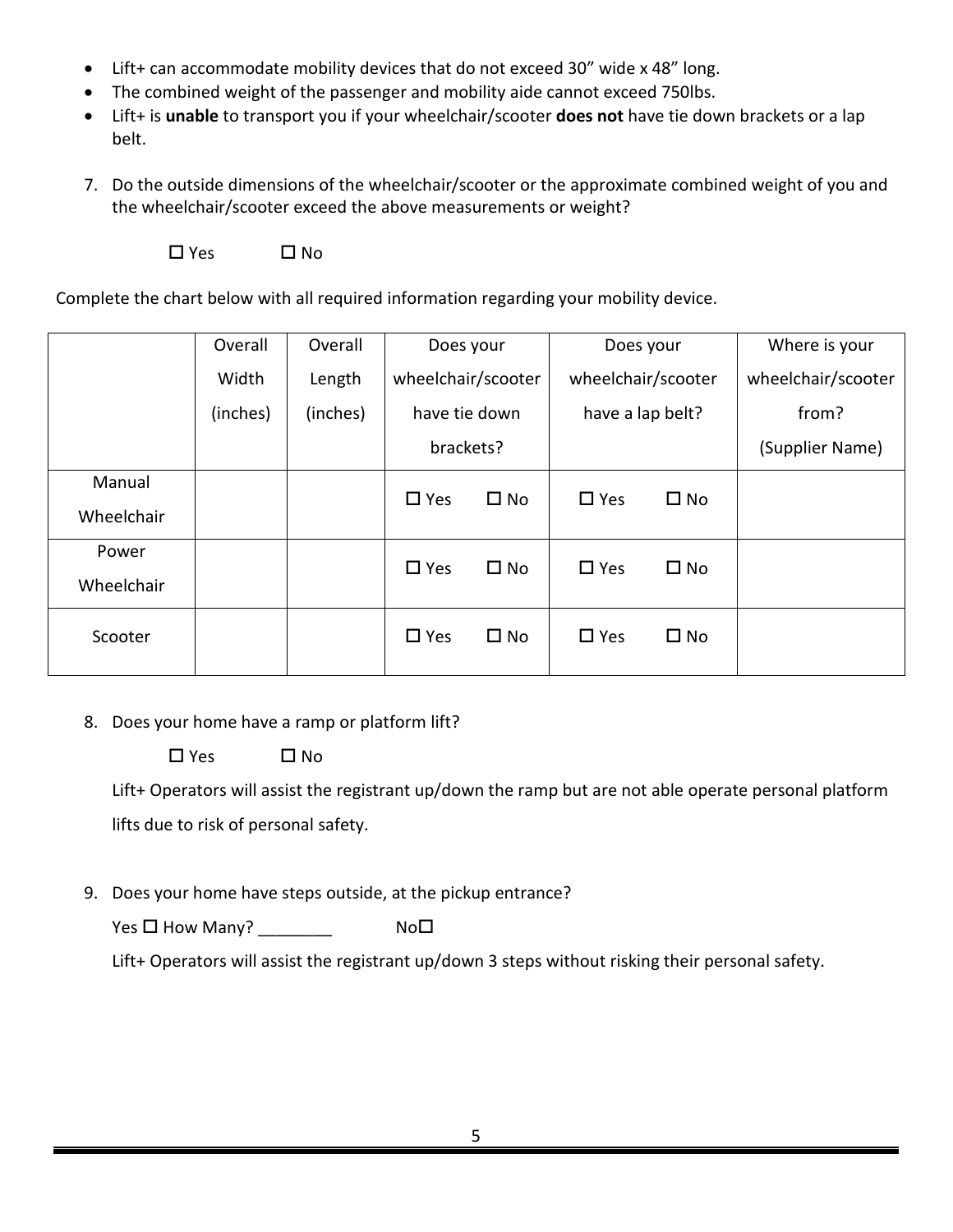- Lift+ can accommodate mobility devices that do not exceed 30" wide x 48" long.
- The combined weight of the passenger and mobility aide cannot exceed 750lbs.
- Lift+ is **unable** to transport you if your wheelchair/scooter **does not** have tie down brackets or a lap belt.

7. Do the outside dimensions of the wheelchair/scooter or the approximate combined weight of you and the wheelchair/scooter exceed the above measurements or weight?

   ☐ Yes ☐ No

Complete the chart below with all required information regarding your mobility device.

| | Overall Width (inches) | Overall Length (inches) | Does your wheelchair/scooter have tie down brackets? | Does your wheelchair/scooter have a lap belt? | Where is your wheelchair/scooter from? (Supplier Name) |
|---|---|---|---|---|---|
| Manual Wheelchair | | | ☐ Yes ☐ No | ☐ Yes ☐ No | |
| Power Wheelchair | | | ☐ Yes ☐ No | ☐ Yes ☐ No | |
| Scooter | | | ☐ Yes ☐ No | ☐ Yes ☐ No | |

8. Does your home have a ramp or platform lift?

   ☐ Yes ☐ No

   Lift+ Operators will assist the registrant up/down the ramp but are not able operate personal platform lifts due to risk of personal safety.

9. Does your home have steps outside, at the pickup entrance?

   Yes ☐ How Many? ________ No☐

   Lift+ Operators will assist the registrant up/down 3 steps without risking their personal safety.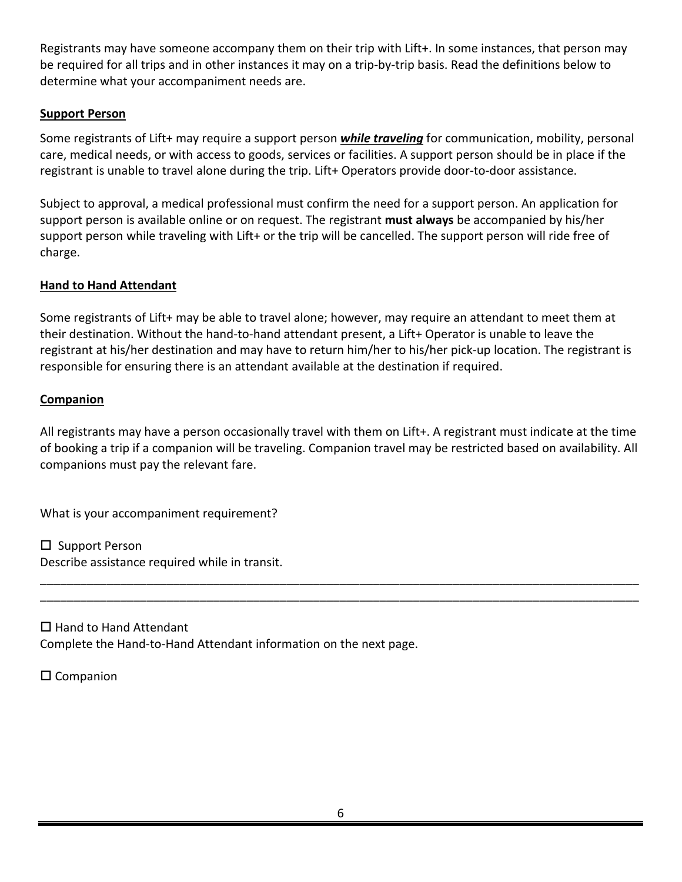Registrants may have someone accompany them on their trip with Lift+. In some instances, that person may be required for all trips and in other instances it may on a trip-by-trip basis. Read the definitions below to determine what your accompaniment needs are.

## Support Person

Some registrants of Lift+ may require a support person ***while traveling*** for communication, mobility, personal care, medical needs, or with access to goods, services or facilities. A support person should be in place if the registrant is unable to travel alone during the trip. Lift+ Operators provide door-to-door assistance.

Subject to approval, a medical professional must confirm the need for a support person. An application for support person is available online or on request. The registrant **must always** be accompanied by his/her support person while traveling with Lift+ or the trip will be cancelled. The support person will ride free of charge.

## Hand to Hand Attendant

Some registrants of Lift+ may be able to travel alone; however, may require an attendant to meet them at their destination. Without the hand-to-hand attendant present, a Lift+ Operator is unable to leave the registrant at his/her destination and may have to return him/her to his/her pick-up location. The registrant is responsible for ensuring there is an attendant available at the destination if required.

## Companion

All registrants may have a person occasionally travel with them on Lift+. A registrant must indicate at the time of booking a trip if a companion will be traveling. Companion travel may be restricted based on availability. All companions must pay the relevant fare.

What is your accompaniment requirement?

☐ Support Person
Describe assistance required while in transit.

___________________________________________________________________________________________

___________________________________________________________________________________________

☐ Hand to Hand Attendant
Complete the Hand-to-Hand Attendant information on the next page.

☐ Companion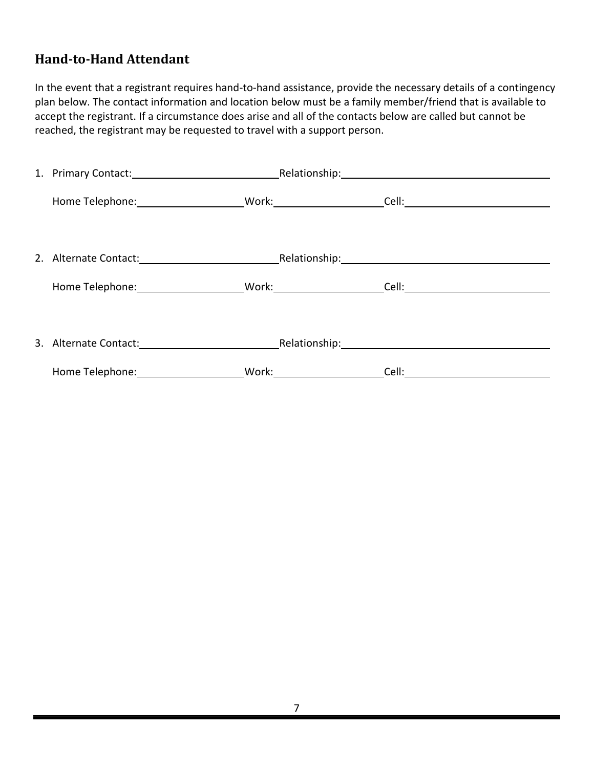## Hand-to-Hand Attendant

In the event that a registrant requires hand-to-hand assistance, provide the necessary details of a contingency plan below. The contact information and location below must be a family member/friend that is available to accept the registrant. If a circumstance does arise and all of the contacts below are called but cannot be reached, the registrant may be requested to travel with a support person.

1. Primary Contact:\_\_\_\_\_\_\_\_\_\_\_\_\_\_\_\_\_\_\_\_\_\_\_\_ Relationship:\_\_\_\_\_\_\_\_\_\_\_\_\_\_\_\_\_\_\_\_\_\_\_\_\_\_\_\_\_\_\_\_\_\_

   Home Telephone:\_\_\_\_\_\_\_\_\_\_\_\_\_\_\_\_\_\_ Work:\_\_\_\_\_\_\_\_\_\_\_\_\_\_\_\_\_\_ Cell:\_\_\_\_\_\_\_\_\_\_\_\_\_\_\_\_\_\_\_\_\_\_\_\_

2. Alternate Contact:\_\_\_\_\_\_\_\_\_\_\_\_\_\_\_\_\_\_\_\_\_\_\_ Relationship:\_\_\_\_\_\_\_\_\_\_\_\_\_\_\_\_\_\_\_\_\_\_\_\_\_\_\_\_\_\_\_\_\_\_

   Home Telephone:\_\_\_\_\_\_\_\_\_\_\_\_\_\_\_\_\_\_ Work:\_\_\_\_\_\_\_\_\_\_\_\_\_\_\_\_\_\_ Cell:\_\_\_\_\_\_\_\_\_\_\_\_\_\_\_\_\_\_\_\_\_\_\_\_

3. Alternate Contact:\_\_\_\_\_\_\_\_\_\_\_\_\_\_\_\_\_\_\_\_\_\_\_ Relationship:\_\_\_\_\_\_\_\_\_\_\_\_\_\_\_\_\_\_\_\_\_\_\_\_\_\_\_\_\_\_\_\_\_\_

   Home Telephone:\_\_\_\_\_\_\_\_\_\_\_\_\_\_\_\_\_\_ Work:\_\_\_\_\_\_\_\_\_\_\_\_\_\_\_\_\_\_ Cell:\_\_\_\_\_\_\_\_\_\_\_\_\_\_\_\_\_\_\_\_\_\_\_\_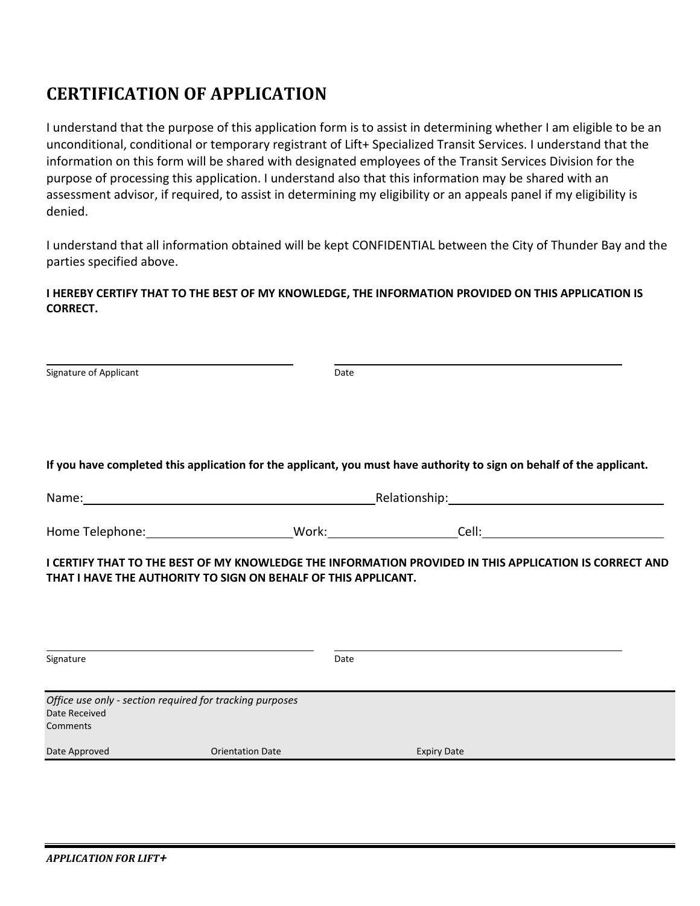## CERTIFICATION OF APPLICATION

I understand that the purpose of this application form is to assist in determining whether I am eligible to be an unconditional, conditional or temporary registrant of Lift+ Specialized Transit Services. I understand that the information on this form will be shared with designated employees of the Transit Services Division for the purpose of processing this application. I understand also that this information may be shared with an assessment advisor, if required, to assist in determining my eligibility or an appeals panel if my eligibility is denied.

I understand that all information obtained will be kept CONFIDENTIAL between the City of Thunder Bay and the parties specified above.

**I HEREBY CERTIFY THAT TO THE BEST OF MY KNOWLEDGE, THE INFORMATION PROVIDED ON THIS APPLICATION IS CORRECT.**

_______________________________ _______________________________
Signature of Applicant Date

**If you have completed this application for the applicant, you must have authority to sign on behalf of the applicant.**

Name: _______________________________ Relationship: _______________________________

Home Telephone: ____________________ Work: ____________________ Cell: ____________________

**I CERTIFY THAT TO THE BEST OF MY KNOWLEDGE THE INFORMATION PROVIDED IN THIS APPLICATION IS CORRECT AND THAT I HAVE THE AUTHORITY TO SIGN ON BEHALF OF THIS APPLICANT.**

_______________________________ _______________________________
Signature Date

*Office use only - section required for tracking purposes*
Date Received
Comments

Date Approved Orientation Date Expiry Date